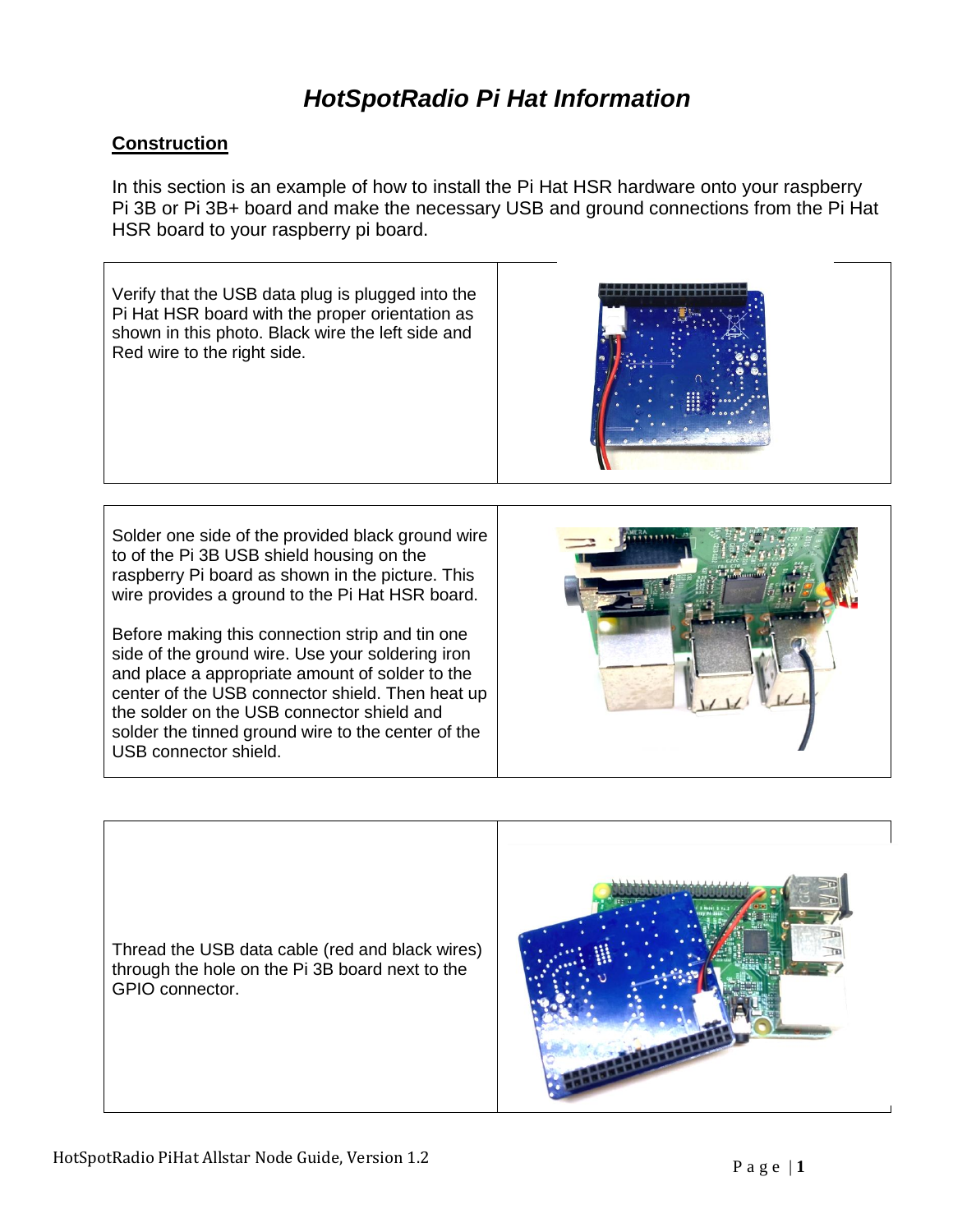# *HotSpotRadio Pi Hat Information*

## Construction

In this section is an example of how to install the Pi Hat HSR hardware onto your raspberry Pi 3B or Pi 3B+ board and make the necessary USB and ground connections from the Pi Hat HSR board to your raspberry pi board.

Verify that the USB data plug is plugged into the Pi Hat HSR board with the proper orientation as shown in this photo. Black wire the left side and Red wire to the right side.

Solder one side of the provided black ground wire to of the Pi 3B USB shield housing on the raspberry Pi board as shown in the picture. This wire provides a ground to the Pi Hat HSR board.

Before making this connection strip and tin one side of the ground wire. Use your soldering iron and place a appropriate amount of solder to the center of the USB connector shield. Then heat up the solder on the USB connector shield and solder the tinned ground wire to the center of the USB connector shield.

Thread the USB data cable (red and black wires) through the hole on the Pi 3B board next to the GPIO connector.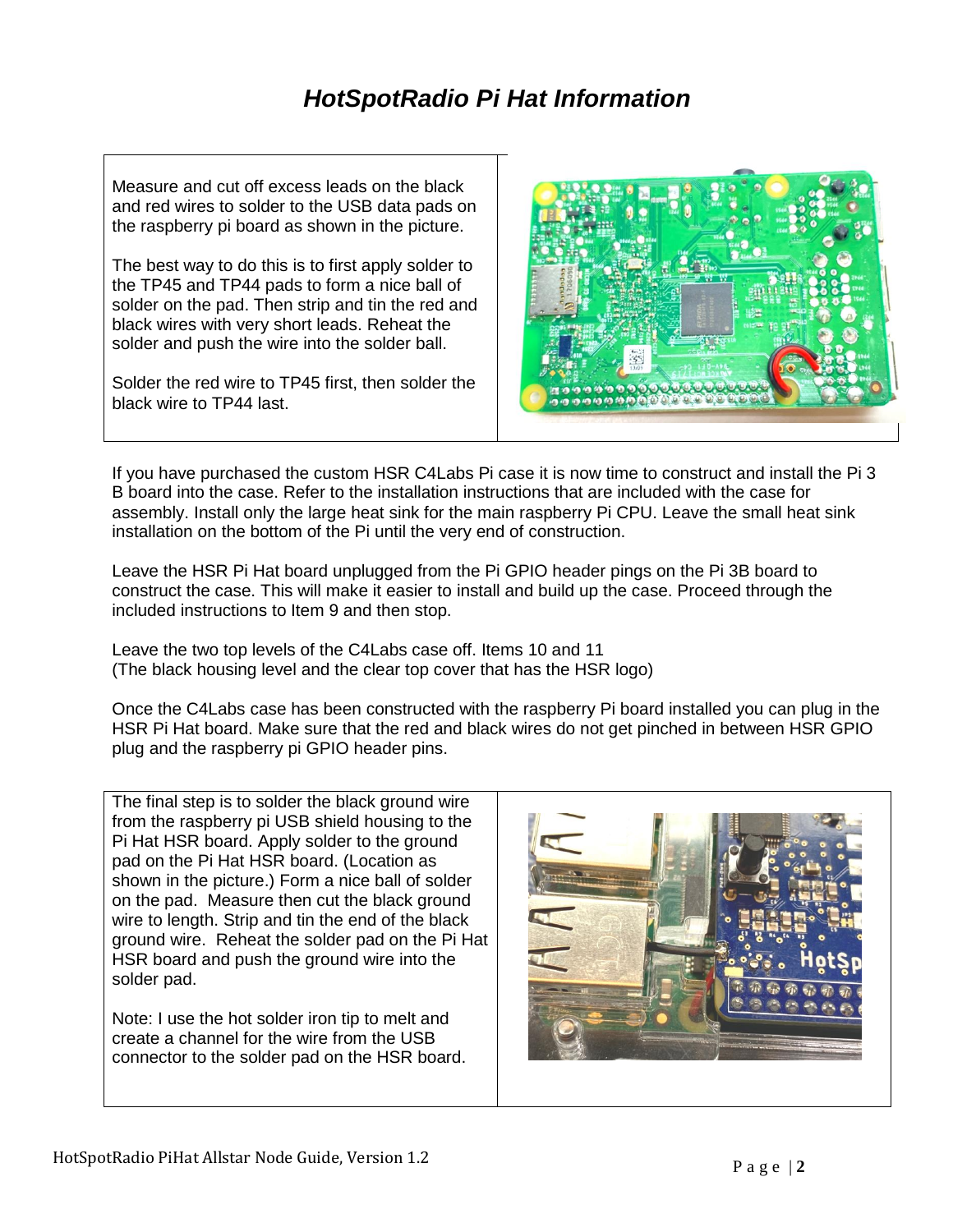# *HotSpotRadio Pi Hat Information*

Measure and cut off excess leads on the black and red wires to solder to the USB data pads on the raspberry pi board as shown in the picture.

The best way to do this is to first apply solder to the TP45 and TP44 pads to form a nice ball of solder on the pad. Then strip and tin the red and black wires with very short leads. Reheat the solder and push the wire into the solder ball.

Solder the red wire to TP45 first, then solder the black wire to TP44 last.

If you have purchased the custom HSR C4Labs Pi case it is now time to construct and install the Pi 3 B board into the case. Refer to the installation instructions that are included with the case for assembly. Install only the large heat sink for the main raspberry Pi CPU. Leave the small heat sink installation on the bottom of the Pi until the very end of construction.

Leave the HSR Pi Hat board unplugged from the Pi GPIO header pings on the Pi 3B board to construct the case. This will make it easier to install and build up the case. Proceed through the included instructions to Item 9 and then stop.

Leave the two top levels of the C4Labs case off. Items 10 and 11
(The black housing level and the clear top cover that has the HSR logo)

Once the C4Labs case has been constructed with the raspberry Pi board installed you can plug in the HSR Pi Hat board. Make sure that the red and black wires do not get pinched in between HSR GPIO plug and the raspberry pi GPIO header pins.

The final step is to solder the black ground wire from the raspberry pi USB shield housing to the Pi Hat HSR board. Apply solder to the ground pad on the Pi Hat HSR board. (Location as shown in the picture.) Form a nice ball of solder on the pad. Measure then cut the black ground wire to length. Strip and tin the end of the black ground wire. Reheat the solder pad on the Pi Hat HSR board and push the ground wire into the solder pad.

Note: I use the hot solder iron tip to melt and create a channel for the wire from the USB connector to the solder pad on the HSR board.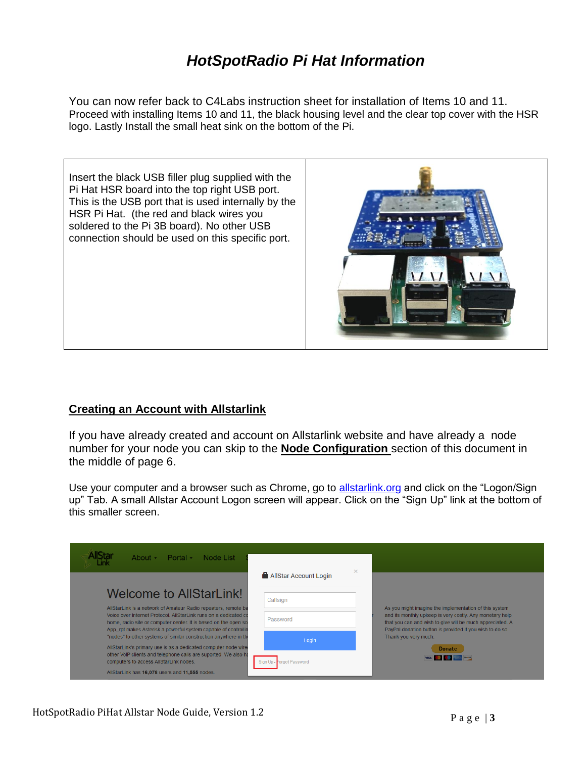# *HotSpotRadio Pi Hat Information*

You can now refer back to C4Labs instruction sheet for installation of Items 10 and 11. Proceed with installing Items 10 and 11, the black housing level and the clear top cover with the HSR logo. Lastly Install the small heat sink on the bottom of the Pi.

| Insert the black USB filler plug supplied with the Pi Hat HSR board into the top right USB port. This is the USB port that is used internally by the HSR Pi Hat. (the red and black wires you soldered to the Pi 3B board). No other USB connection should be used on this specific port. | |
|---|---|

## Creating an Account with Allstarlink

If you have already created and account on Allstarlink website and have already a node number for your node you can skip to the **Node Configuration** section of this document in the middle of page 6.

Use your computer and a browser such as Chrome, go to [allstarlink.org](allstarlink.org) and click on the "Logon/Sign up" Tab. A small Allstar Account Logon screen will appear. Click on the "Sign Up" link at the bottom of this smaller screen.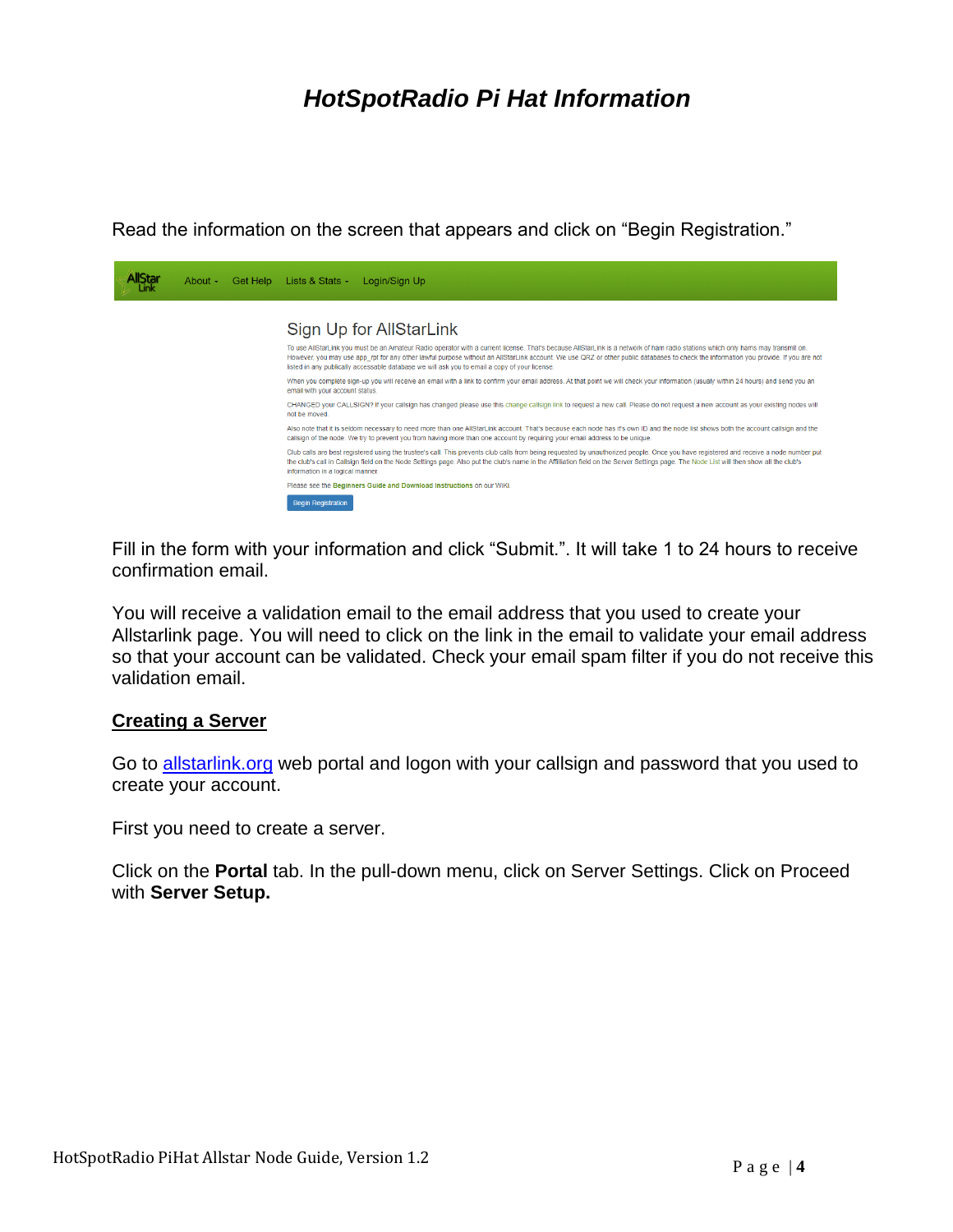Read the information on the screen that appears and click on "Begin Registration."

Fill in the form with your information and click "Submit.". It will take 1 to 24 hours to receive confirmation email.

You will receive a validation email to the email address that you used to create your Allstarlink page. You will need to click on the link in the email to validate your email address so that your account can be validated. Check your email spam filter if you do not receive this validation email.

## Creating a Server

Go to [allstarlink.org](allstarlink.org) web portal and logon with your callsign and password that you used to create your account.

First you need to create a server.

Click on the **Portal** tab. In the pull-down menu, click on Server Settings. Click on Proceed with **Server Setup.**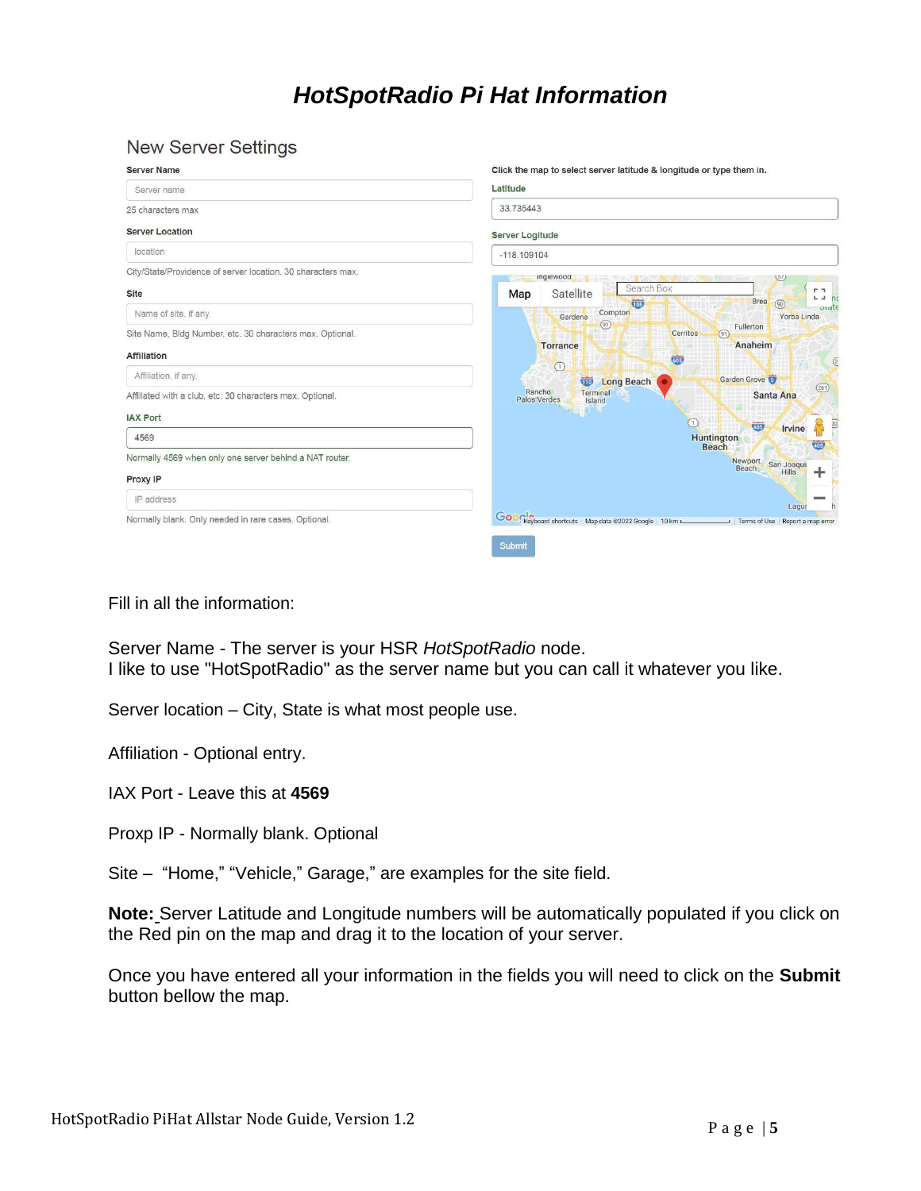# *HotSpotRadio Pi Hat Information*

## New Server Settings

**Server Name**

Server name

25 characters max

**Server Location**

location

City/State/Providence of server location. 30 characters max.

**Site**

Name of site, if any.

Site Name, Bldg Number, etc. 30 characters max. Optional.

**Affiliation**

Affiliation, if any.

Affiliated with a club, etc. 30 characters max. Optional.

**IAX Port**

4569

Normally 4569 when only one server behind a NAT router.

**Proxy IP**

IP address

Normally blank. Only needed in rare cases. Optional.

**Click the map to select server latitude & longitude or type them in.**

**Latitude**

33.735443

**Server Logitude**

-118.109104

Submit

Fill in all the information:

Server Name - The server is your HSR *HotSpotRadio* node.
I like to use "HotSpotRadio" as the server name but you can call it whatever you like.

Server location – City, State is what most people use.

Affiliation - Optional entry.

IAX Port - Leave this at **4569**

Proxp IP - Normally blank. Optional

Site – "Home," "Vehicle," Garage," are examples for the site field.

**Note:** Server Latitude and Longitude numbers will be automatically populated if you click on the Red pin on the map and drag it to the location of your server.

Once you have entered all your information in the fields you will need to click on the **Submit** button bellow the map.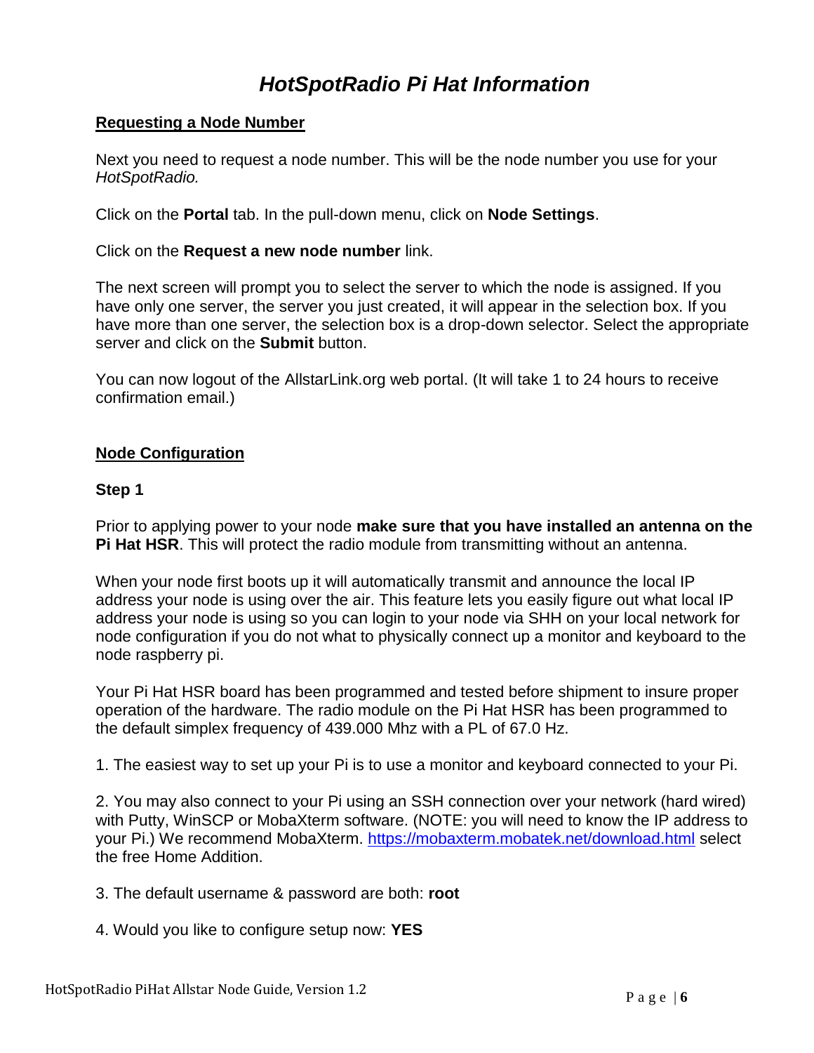# *HotSpotRadio Pi Hat Information*

## Requesting a Node Number

Next you need to request a node number. This will be the node number you use for your *HotSpotRadio.*

Click on the **Portal** tab. In the pull-down menu, click on **Node Settings**.

Click on the **Request a new node number** link.

The next screen will prompt you to select the server to which the node is assigned. If you have only one server, the server you just created, it will appear in the selection box. If you have more than one server, the selection box is a drop-down selector. Select the appropriate server and click on the **Submit** button.

You can now logout of the AllstarLink.org web portal. (It will take 1 to 24 hours to receive confirmation email.)

## Node Configuration

### Step 1

Prior to applying power to your node **make sure that you have installed an antenna on the Pi Hat HSR**. This will protect the radio module from transmitting without an antenna.

When your node first boots up it will automatically transmit and announce the local IP address your node is using over the air. This feature lets you easily figure out what local IP address your node is using so you can login to your node via SHH on your local network for node configuration if you do not what to physically connect up a monitor and keyboard to the node raspberry pi.

Your Pi Hat HSR board has been programmed and tested before shipment to insure proper operation of the hardware. The radio module on the Pi Hat HSR has been programmed to the default simplex frequency of 439.000 Mhz with a PL of 67.0 Hz.

1. The easiest way to set up your Pi is to use a monitor and keyboard connected to your Pi.

2. You may also connect to your Pi using an SSH connection over your network (hard wired) with Putty, WinSCP or MobaXterm software. (NOTE: you will need to know the IP address to your Pi.) We recommend MobaXterm. [https://mobaxterm.mobatek.net/download.html](https://mobaxterm.mobatek.net/download.html) select the free Home Addition.

3. The default username & password are both: **root**

4. Would you like to configure setup now: **YES**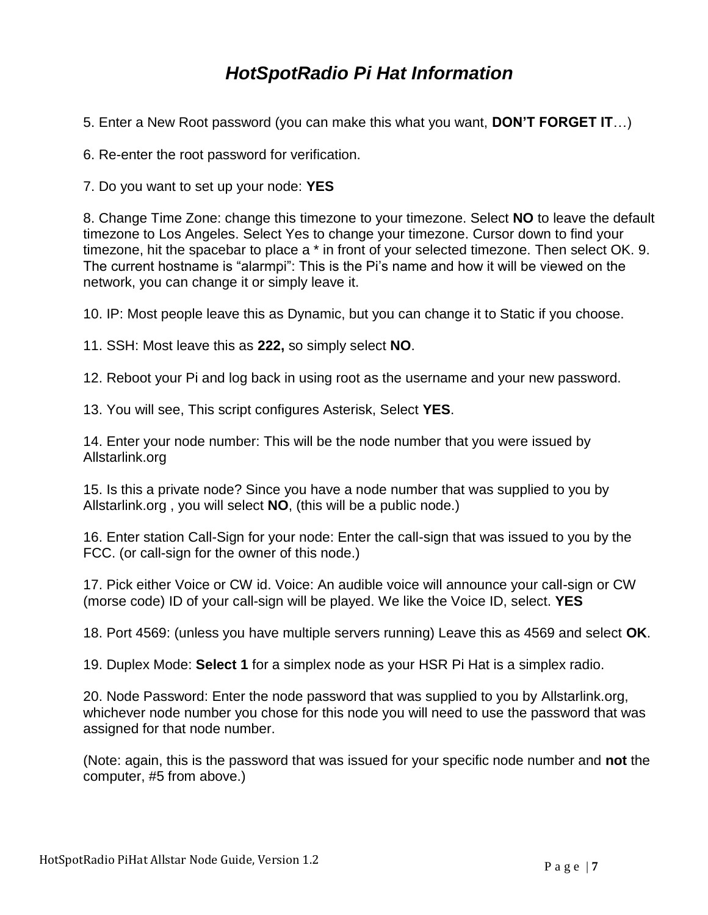# *HotSpotRadio Pi Hat Information*

5. Enter a New Root password (you can make this what you want, **DON'T FORGET IT**…)

6. Re-enter the root password for verification.

7. Do you want to set up your node: **YES**

8. Change Time Zone: change this timezone to your timezone. Select **NO** to leave the default timezone to Los Angeles. Select Yes to change your timezone. Cursor down to find your timezone, hit the spacebar to place a * in front of your selected timezone. Then select OK. 9. The current hostname is "alarmpi": This is the Pi's name and how it will be viewed on the network, you can change it or simply leave it.

10. IP: Most people leave this as Dynamic, but you can change it to Static if you choose.

11. SSH: Most leave this as **222,** so simply select **NO**.

12. Reboot your Pi and log back in using root as the username and your new password.

13. You will see, This script configures Asterisk, Select **YES**.

14. Enter your node number: This will be the node number that you were issued by Allstarlink.org

15. Is this a private node? Since you have a node number that was supplied to you by Allstarlink.org , you will select **NO**, (this will be a public node.)

16. Enter station Call-Sign for your node: Enter the call-sign that was issued to you by the FCC. (or call-sign for the owner of this node.)

17. Pick either Voice or CW id. Voice: An audible voice will announce your call-sign or CW (morse code) ID of your call-sign will be played. We like the Voice ID, select. **YES**

18. Port 4569: (unless you have multiple servers running) Leave this as 4569 and select **OK**.

19. Duplex Mode: **Select 1** for a simplex node as your HSR Pi Hat is a simplex radio.

20. Node Password: Enter the node password that was supplied to you by Allstarlink.org, whichever node number you chose for this node you will need to use the password that was assigned for that node number.

(Note: again, this is the password that was issued for your specific node number and **not** the computer, #5 from above.)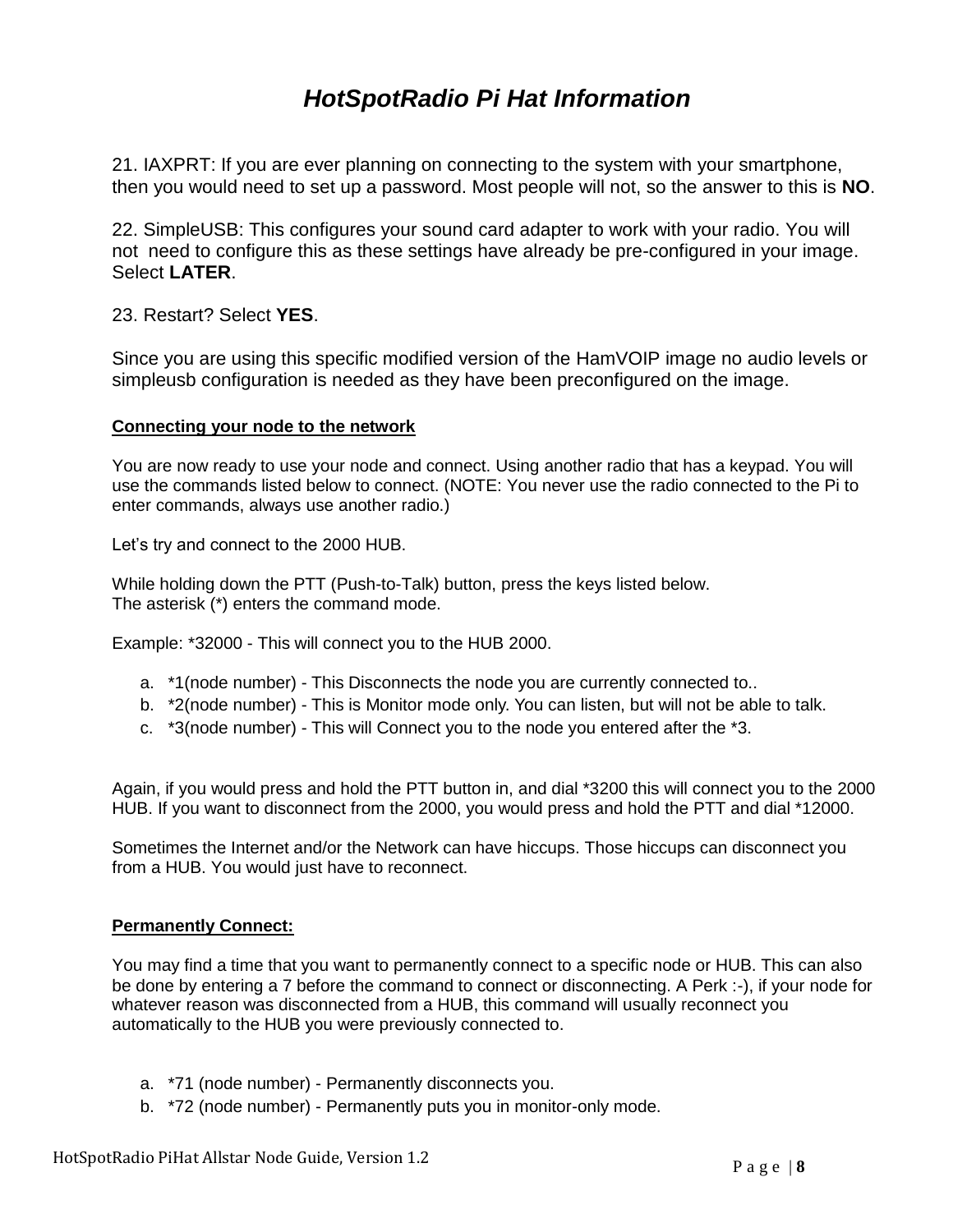# *HotSpotRadio Pi Hat Information*

21. IAXPRT: If you are ever planning on connecting to the system with your smartphone, then you would need to set up a password. Most people will not, so the answer to this is **NO**.

22. SimpleUSB: This configures your sound card adapter to work with your radio. You will not need to configure this as these settings have already be pre-configured in your image. Select **LATER**.

23. Restart? Select **YES**.

Since you are using this specific modified version of the HamVOIP image no audio levels or simpleusb configuration is needed as they have been preconfigured on the image.

**Connecting your node to the network**

You are now ready to use your node and connect. Using another radio that has a keypad. You will use the commands listed below to connect. (NOTE: You never use the radio connected to the Pi to enter commands, always use another radio.)

Let's try and connect to the 2000 HUB.

While holding down the PTT (Push-to-Talk) button, press the keys listed below.
The asterisk (*) enters the command mode.

Example: *32000 - This will connect you to the HUB 2000.

a. *1(node number) - This Disconnects the node you are currently connected to..
b. *2(node number) - This is Monitor mode only. You can listen, but will not be able to talk.
c. *3(node number) - This will Connect you to the node you entered after the *3.

Again, if you would press and hold the PTT button in, and dial *3200 this will connect you to the 2000 HUB. If you want to disconnect from the 2000, you would press and hold the PTT and dial *12000.

Sometimes the Internet and/or the Network can have hiccups. Those hiccups can disconnect you from a HUB. You would just have to reconnect.

**Permanently Connect:**

You may find a time that you want to permanently connect to a specific node or HUB. This can also be done by entering a 7 before the command to connect or disconnecting. A Perk :-), if your node for whatever reason was disconnected from a HUB, this command will usually reconnect you automatically to the HUB you were previously connected to.

a. *71 (node number) - Permanently disconnects you.
b. *72 (node number) - Permanently puts you in monitor-only mode.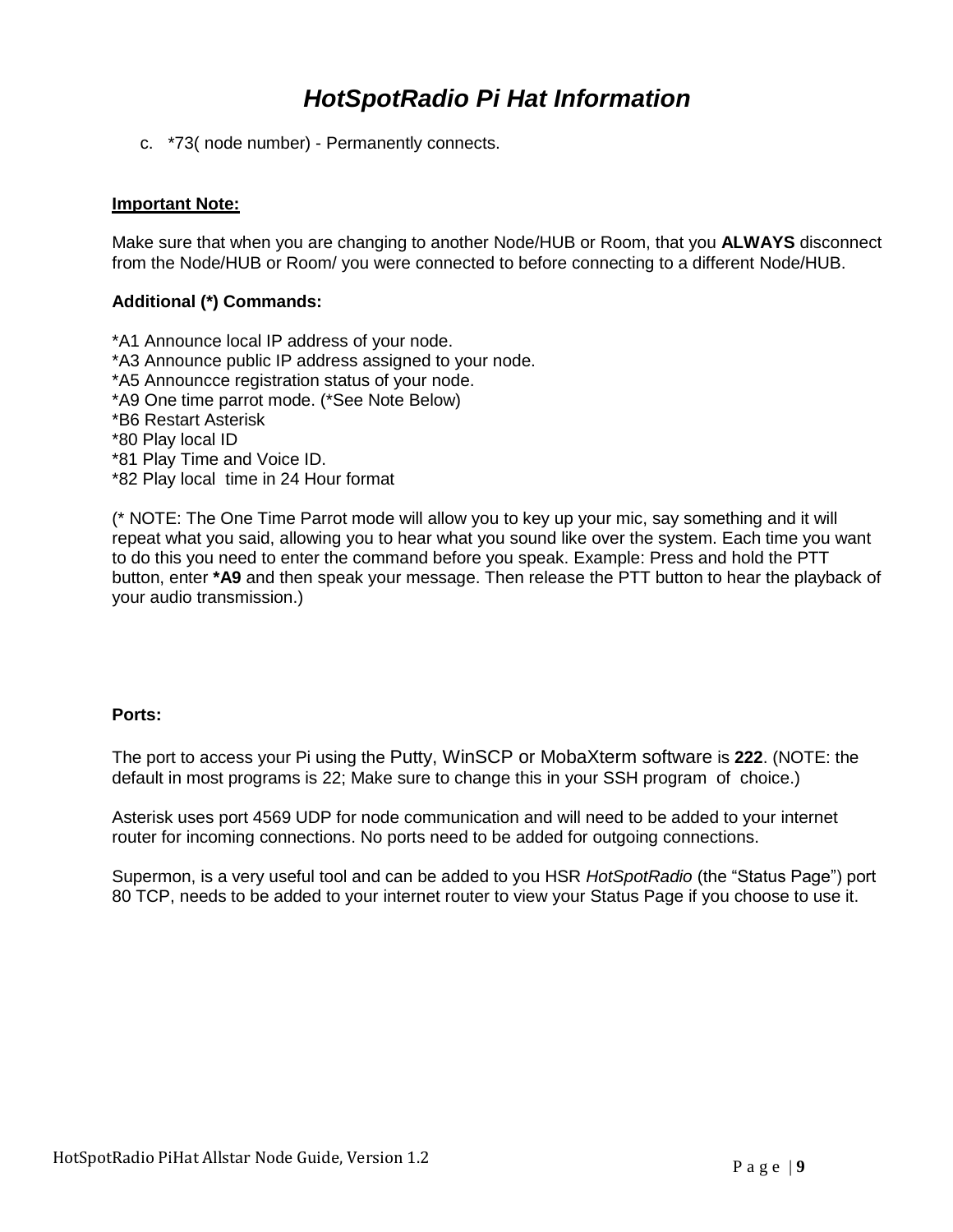c. *73( node number) - Permanently connects.

**Important Note:**

Make sure that when you are changing to another Node/HUB or Room, that you **ALWAYS** disconnect from the Node/HUB or Room/ you were connected to before connecting to a different Node/HUB.

**Additional (*) Commands:**

*A1 Announce local IP address of your node.
*A3 Announce public IP address assigned to your node.
*A5 Announcce registration status of your node.
*A9 One time parrot mode. (*See Note Below)
*B6 Restart Asterisk
*80 Play local ID
*81 Play Time and Voice ID.
*82 Play local time in 24 Hour format

(* NOTE: The One Time Parrot mode will allow you to key up your mic, say something and it will repeat what you said, allowing you to hear what you sound like over the system. Each time you want to do this you need to enter the command before you speak. Example: Press and hold the PTT button, enter ***A9** and then speak your message. Then release the PTT button to hear the playback of your audio transmission.)

**Ports:**

The port to access your Pi using the Putty, WinSCP or MobaXterm software is **222**. (NOTE: the default in most programs is 22; Make sure to change this in your SSH program of choice.)

Asterisk uses port 4569 UDP for node communication and will need to be added to your internet router for incoming connections. No ports need to be added for outgoing connections.

Supermon, is a very useful tool and can be added to you HSR *HotSpotRadio* (the "Status Page") port 80 TCP, needs to be added to your internet router to view your Status Page if you choose to use it.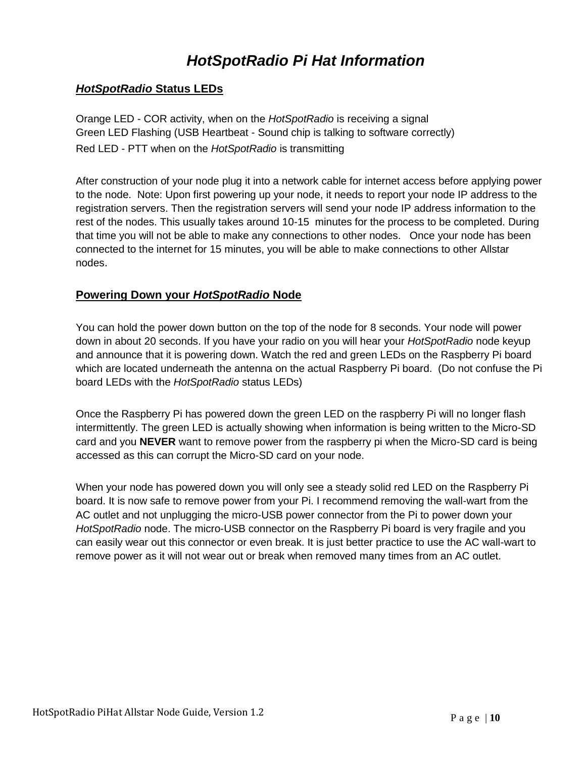# *HotSpotRadio Pi Hat Information*

## ***HotSpotRadio*** **Status LEDs**

Orange LED - COR activity, when on the *HotSpotRadio* is receiving a signal
Green LED Flashing (USB Heartbeat - Sound chip is talking to software correctly)
Red LED - PTT when on the *HotSpotRadio* is transmitting

After construction of your node plug it into a network cable for internet access before applying power to the node. Note: Upon first powering up your node, it needs to report your node IP address to the registration servers. Then the registration servers will send your node IP address information to the rest of the nodes. This usually takes around 10-15 minutes for the process to be completed. During that time you will not be able to make any connections to other nodes. Once your node has been connected to the internet for 15 minutes, you will be able to make connections to other Allstar nodes.

## **Powering Down your *HotSpotRadio* Node**

You can hold the power down button on the top of the node for 8 seconds. Your node will power down in about 20 seconds. If you have your radio on you will hear your *HotSpotRadio* node keyup and announce that it is powering down. Watch the red and green LEDs on the Raspberry Pi board which are located underneath the antenna on the actual Raspberry Pi board. (Do not confuse the Pi board LEDs with the *HotSpotRadio* status LEDs)

Once the Raspberry Pi has powered down the green LED on the raspberry Pi will no longer flash intermittently. The green LED is actually showing when information is being written to the Micro-SD card and you **NEVER** want to remove power from the raspberry pi when the Micro-SD card is being accessed as this can corrupt the Micro-SD card on your node.

When your node has powered down you will only see a steady solid red LED on the Raspberry Pi board. It is now safe to remove power from your Pi. I recommend removing the wall-wart from the AC outlet and not unplugging the micro-USB power connector from the Pi to power down your *HotSpotRadio* node. The micro-USB connector on the Raspberry Pi board is very fragile and you can easily wear out this connector or even break. It is just better practice to use the AC wall-wart to remove power as it will not wear out or break when removed many times from an AC outlet.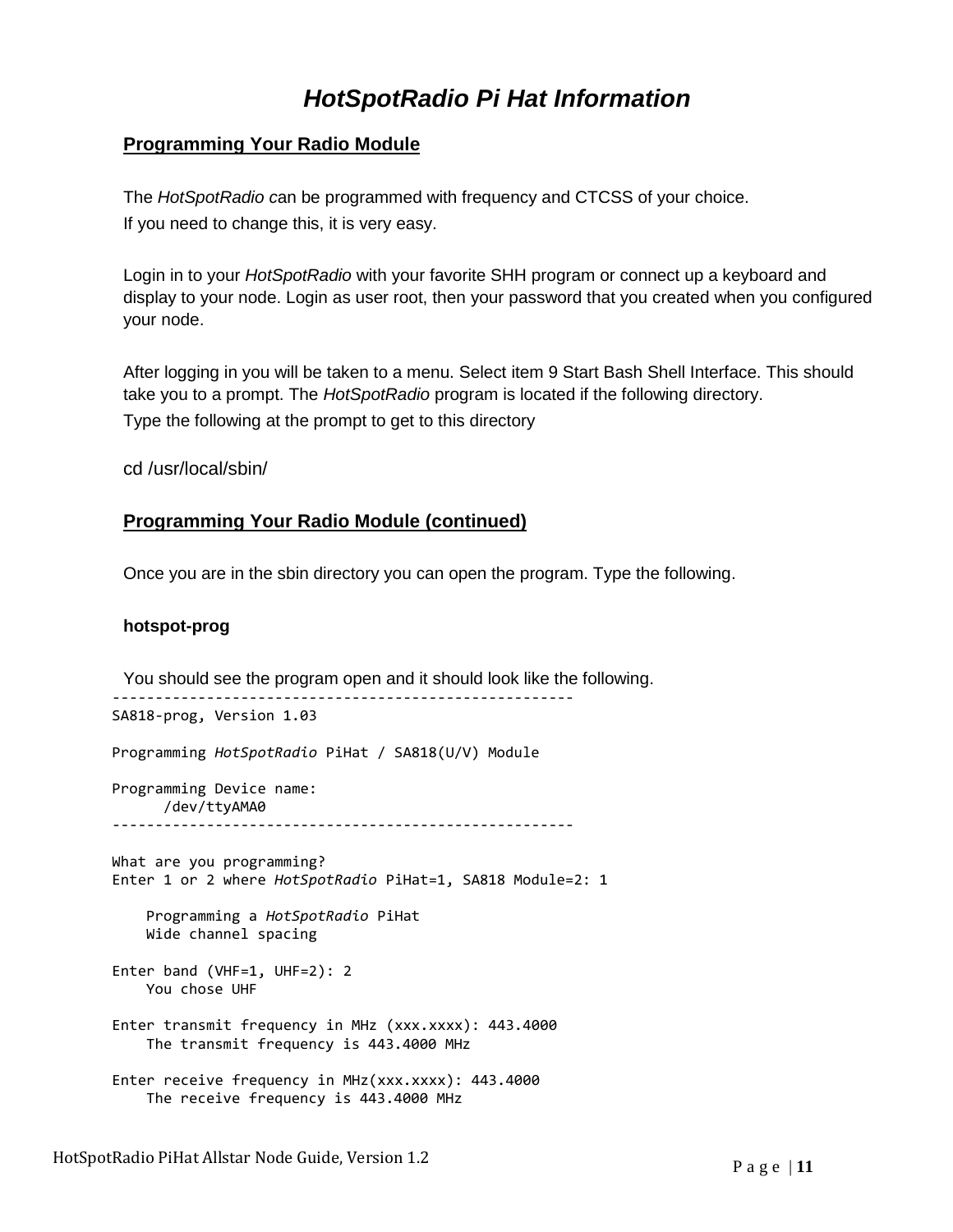# *HotSpotRadio Pi Hat Information*

## Programming Your Radio Module

The *HotSpotRadio* can be programmed with frequency and CTCSS of your choice.
If you need to change this, it is very easy.

Login in to your *HotSpotRadio* with your favorite SHH program or connect up a keyboard and display to your node. Login as user root, then your password that you created when you configured your node.

After logging in you will be taken to a menu. Select item 9 Start Bash Shell Interface. This should take you to a prompt. The *HotSpotRadio* program is located if the following directory.
Type the following at the prompt to get to this directory

cd /usr/local/sbin/

## Programming Your Radio Module (continued)

Once you are in the sbin directory you can open the program. Type the following.

**hotspot-prog**

You should see the program open and it should look like the following.

```
-----------------------------------------------------
SA818-prog, Version 1.03

Programming HotSpotRadio PiHat / SA818(U/V) Module

Programming Device name:
      /dev/ttyAMA0
-----------------------------------------------------

What are you programming?
Enter 1 or 2 where HotSpotRadio PiHat=1, SA818 Module=2: 1

    Programming a HotSpotRadio PiHat
    Wide channel spacing

Enter band (VHF=1, UHF=2): 2
    You chose UHF

Enter transmit frequency in MHz (xxx.xxxx): 443.4000
    The transmit frequency is 443.4000 MHz

Enter receive frequency in MHz(xxx.xxxx): 443.4000
    The receive frequency is 443.4000 MHz
```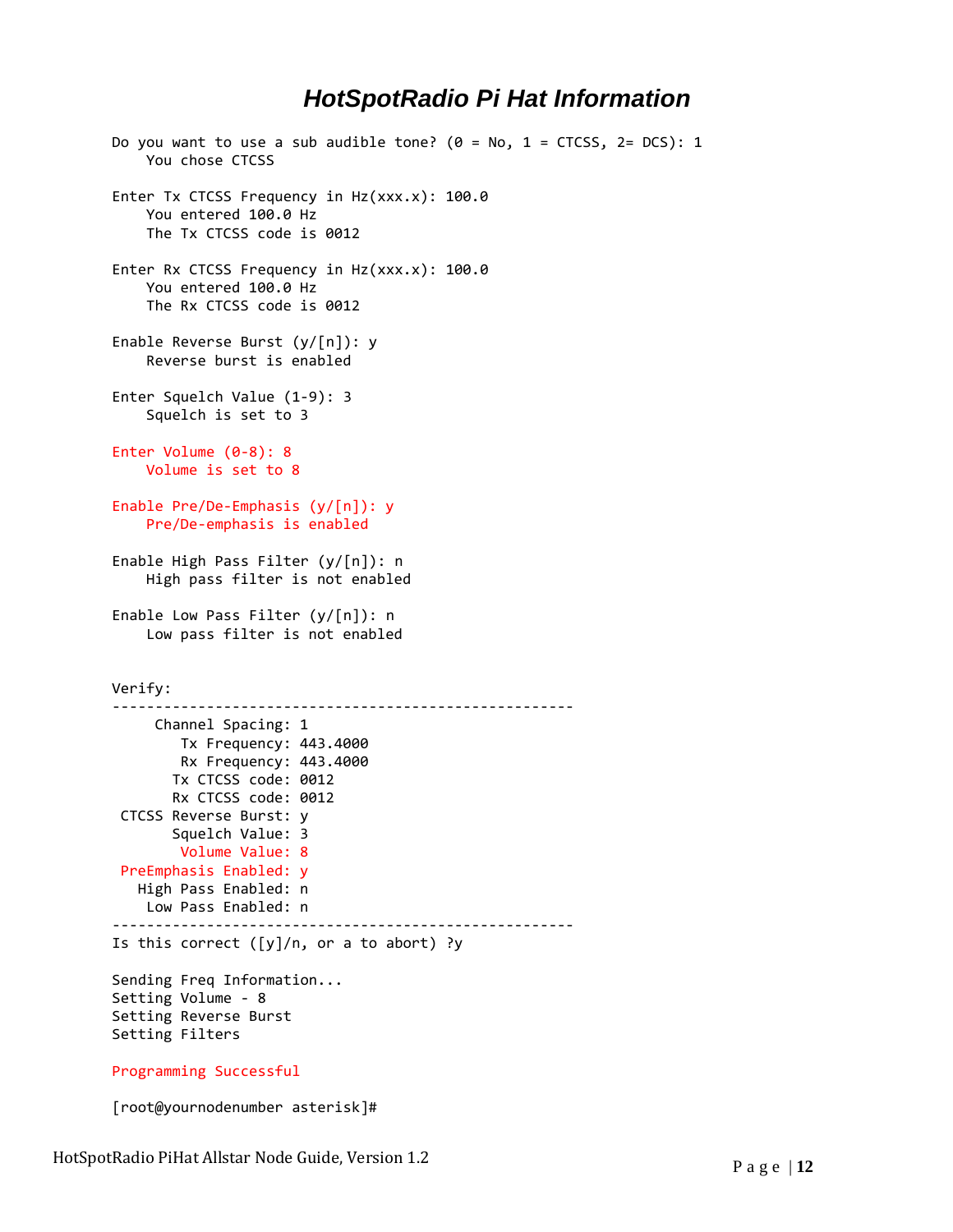## HotSpotRadio Pi Hat Information

```
Do you want to use a sub audible tone? (0 = No, 1 = CTCSS, 2= DCS): 1
    You chose CTCSS

Enter Tx CTCSS Frequency in Hz(xxx.x): 100.0
    You entered 100.0 Hz
    The Tx CTCSS code is 0012

Enter Rx CTCSS Frequency in Hz(xxx.x): 100.0
    You entered 100.0 Hz
    The Rx CTCSS code is 0012

Enable Reverse Burst (y/[n]): y
    Reverse burst is enabled

Enter Squelch Value (1-9): 3
    Squelch is set to 3

Enter Volume (0-8): 8
    Volume is set to 8

Enable Pre/De-Emphasis (y/[n]): y
    Pre/De-emphasis is enabled

Enable High Pass Filter (y/[n]): n
    High pass filter is not enabled

Enable Low Pass Filter (y/[n]): n
    Low pass filter is not enabled


Verify:
-----------------------------------------------------
     Channel Spacing: 1
        Tx Frequency: 443.4000
        Rx Frequency: 443.4000
       Tx CTCSS code: 0012
       Rx CTCSS code: 0012
 CTCSS Reverse Burst: y
       Squelch Value: 3
        Volume Value: 8
 PreEmphasis Enabled: y
   High Pass Enabled: n
    Low Pass Enabled: n
-----------------------------------------------------
Is this correct ([y]/n, or a to abort) ?y

Sending Freq Information...
Setting Volume - 8
Setting Reverse Burst
Setting Filters

Programming Successful

[root@yournodenumber asterisk]#
```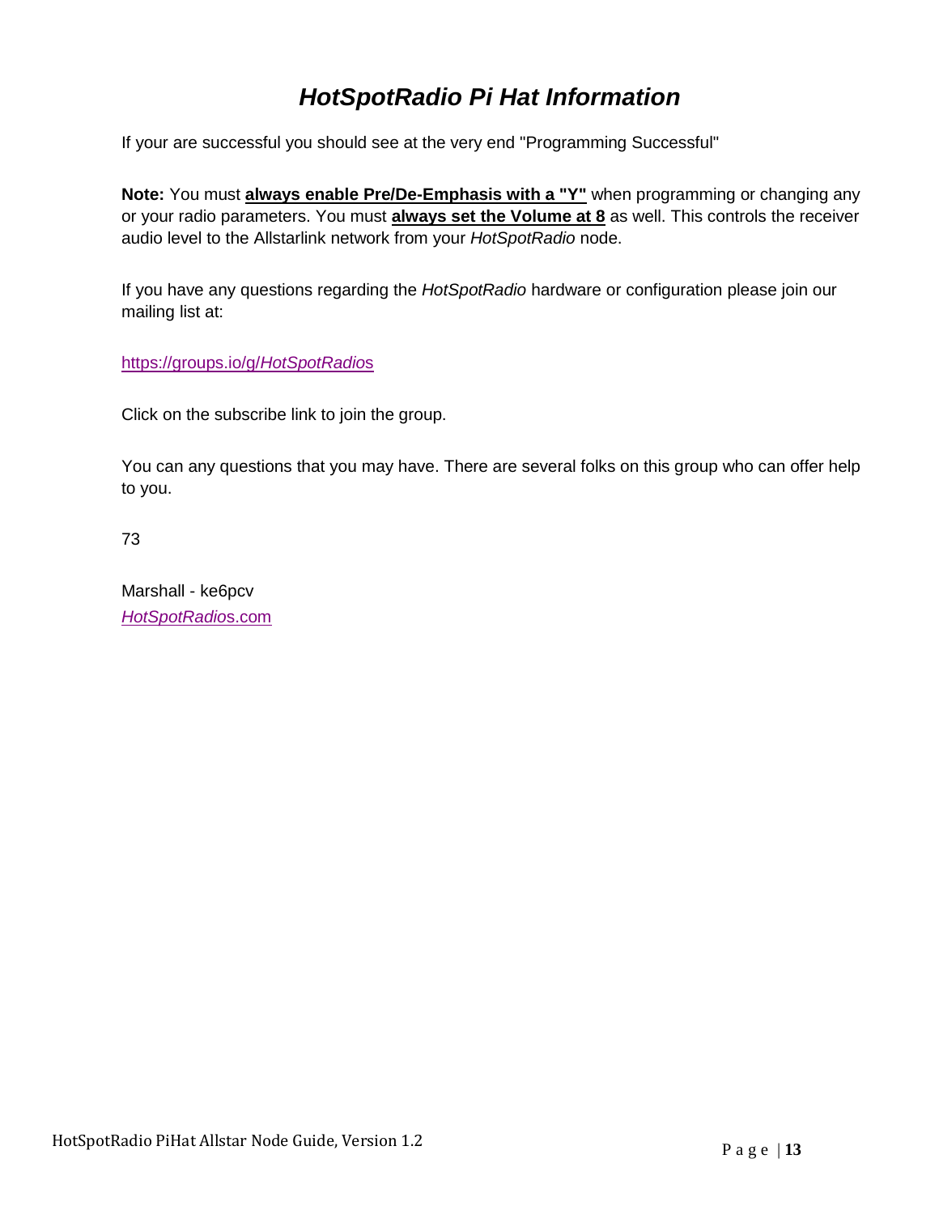# *HotSpotRadio Pi Hat Information*

If your are successful you should see at the very end "Programming Successful"

**Note:** You must **always enable Pre/De-Emphasis with a "Y"** when programming or changing any or your radio parameters. You must **always set the Volume at 8** as well. This controls the receiver audio level to the Allstarlink network from your *HotSpotRadio* node.

If you have any questions regarding the *HotSpotRadio* hardware or configuration please join our mailing list at:

https://groups.io/g/*HotSpotRadio*s

Click on the subscribe link to join the group.

You can any questions that you may have. There are several folks on this group who can offer help to you.

73

Marshall - ke6pcv
*HotSpotRadio*s.com